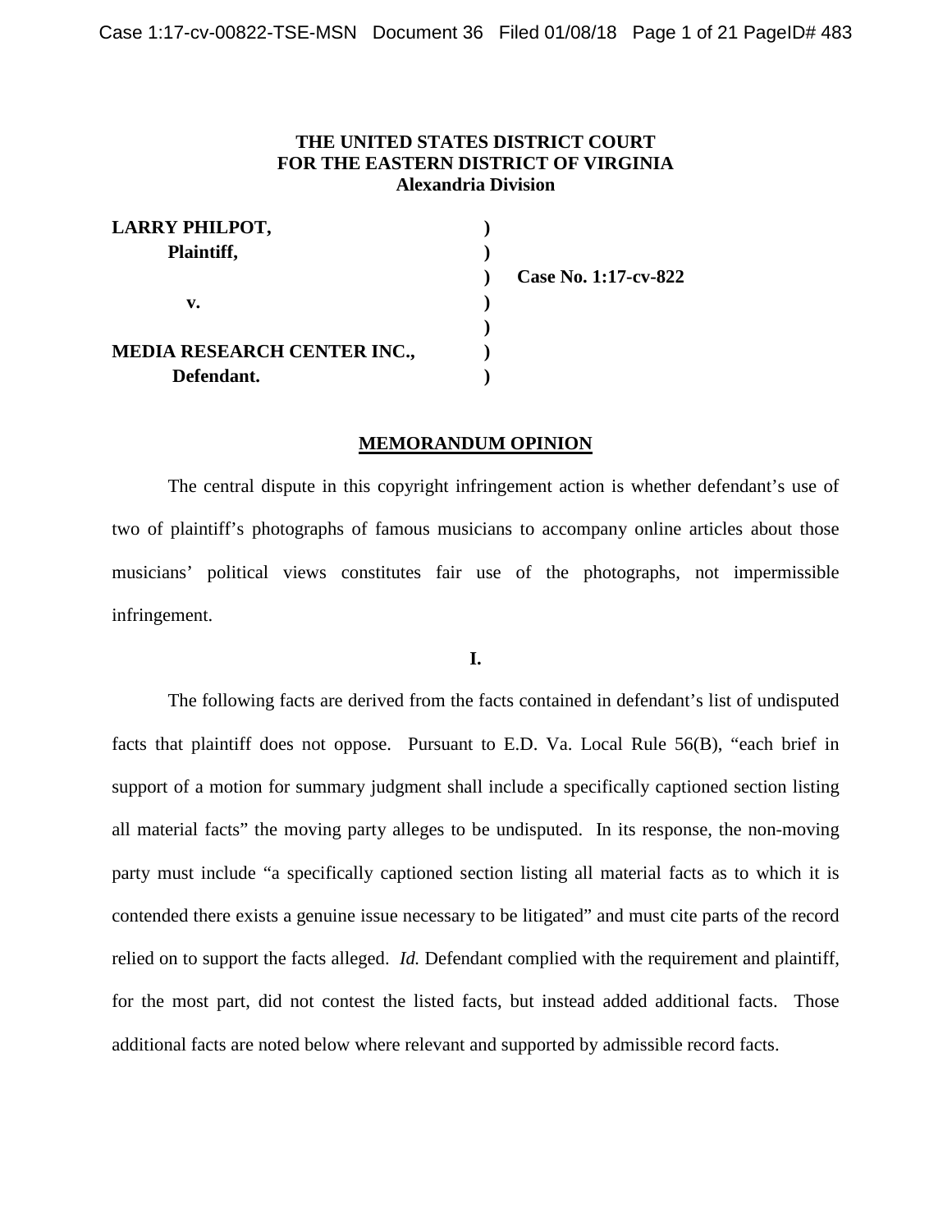**THE UNITED STATES DISTRICT COURT**
**FOR THE EASTERN DISTRICT OF VIRGINIA**
**Alexandria Division**

| | | |
|---|---|---|
| **LARRY PHILPOT,** | **)** | |
| **Plaintiff,** | **)** | |
| | **)** | **Case No. 1:17-cv-822** |
| **v.** | **)** | |
| | **)** | |
| **MEDIA RESEARCH CENTER INC.,** | **)** | |
| **Defendant.** | **)** | |

## MEMORANDUM OPINION

The central dispute in this copyright infringement action is whether defendant's use of two of plaintiff's photographs of famous musicians to accompany online articles about those musicians' political views constitutes fair use of the photographs, not impermissible infringement.

### I.

The following facts are derived from the facts contained in defendant's list of undisputed facts that plaintiff does not oppose. Pursuant to E.D. Va. Local Rule 56(B), "each brief in support of a motion for summary judgment shall include a specifically captioned section listing all material facts" the moving party alleges to be undisputed. In its response, the non-moving party must include "a specifically captioned section listing all material facts as to which it is contended there exists a genuine issue necessary to be litigated" and must cite parts of the record relied on to support the facts alleged. *Id.* Defendant complied with the requirement and plaintiff, for the most part, did not contest the listed facts, but instead added additional facts. Those additional facts are noted below where relevant and supported by admissible record facts.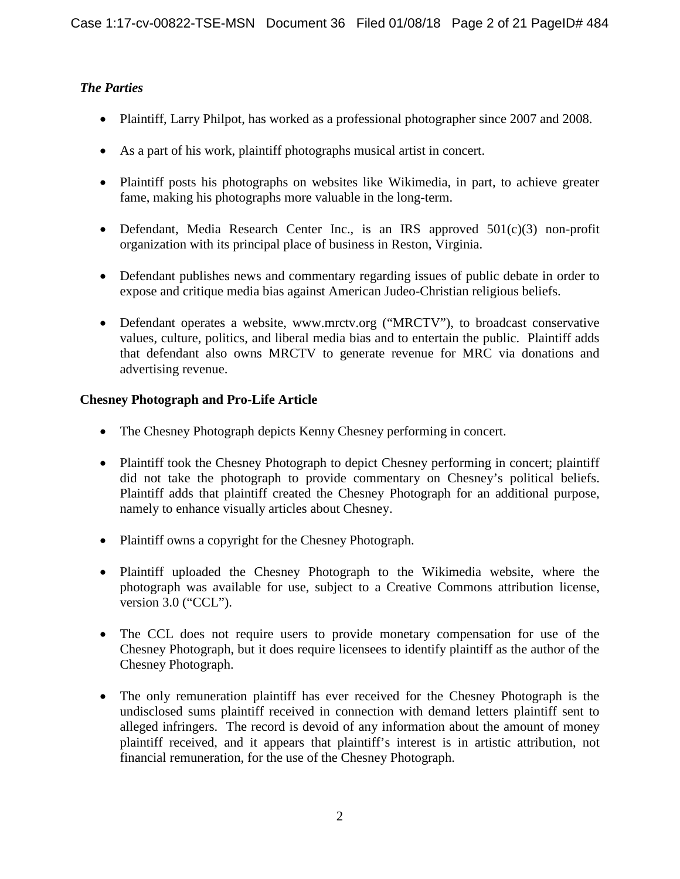*The Parties*

- Plaintiff, Larry Philpot, has worked as a professional photographer since 2007 and 2008.
- As a part of his work, plaintiff photographs musical artist in concert.
- Plaintiff posts his photographs on websites like Wikimedia, in part, to achieve greater fame, making his photographs more valuable in the long-term.
- Defendant, Media Research Center Inc., is an IRS approved 501(c)(3) non-profit organization with its principal place of business in Reston, Virginia.
- Defendant publishes news and commentary regarding issues of public debate in order to expose and critique media bias against American Judeo-Christian religious beliefs.
- Defendant operates a website, www.mrctv.org ("MRCTV"), to broadcast conservative values, culture, politics, and liberal media bias and to entertain the public. Plaintiff adds that defendant also owns MRCTV to generate revenue for MRC via donations and advertising revenue.

**Chesney Photograph and Pro-Life Article**

- The Chesney Photograph depicts Kenny Chesney performing in concert.
- Plaintiff took the Chesney Photograph to depict Chesney performing in concert; plaintiff did not take the photograph to provide commentary on Chesney's political beliefs. Plaintiff adds that plaintiff created the Chesney Photograph for an additional purpose, namely to enhance visually articles about Chesney.
- Plaintiff owns a copyright for the Chesney Photograph.
- Plaintiff uploaded the Chesney Photograph to the Wikimedia website, where the photograph was available for use, subject to a Creative Commons attribution license, version 3.0 ("CCL").
- The CCL does not require users to provide monetary compensation for use of the Chesney Photograph, but it does require licensees to identify plaintiff as the author of the Chesney Photograph.
- The only remuneration plaintiff has ever received for the Chesney Photograph is the undisclosed sums plaintiff received in connection with demand letters plaintiff sent to alleged infringers. The record is devoid of any information about the amount of money plaintiff received, and it appears that plaintiff's interest is in artistic attribution, not financial remuneration, for the use of the Chesney Photograph.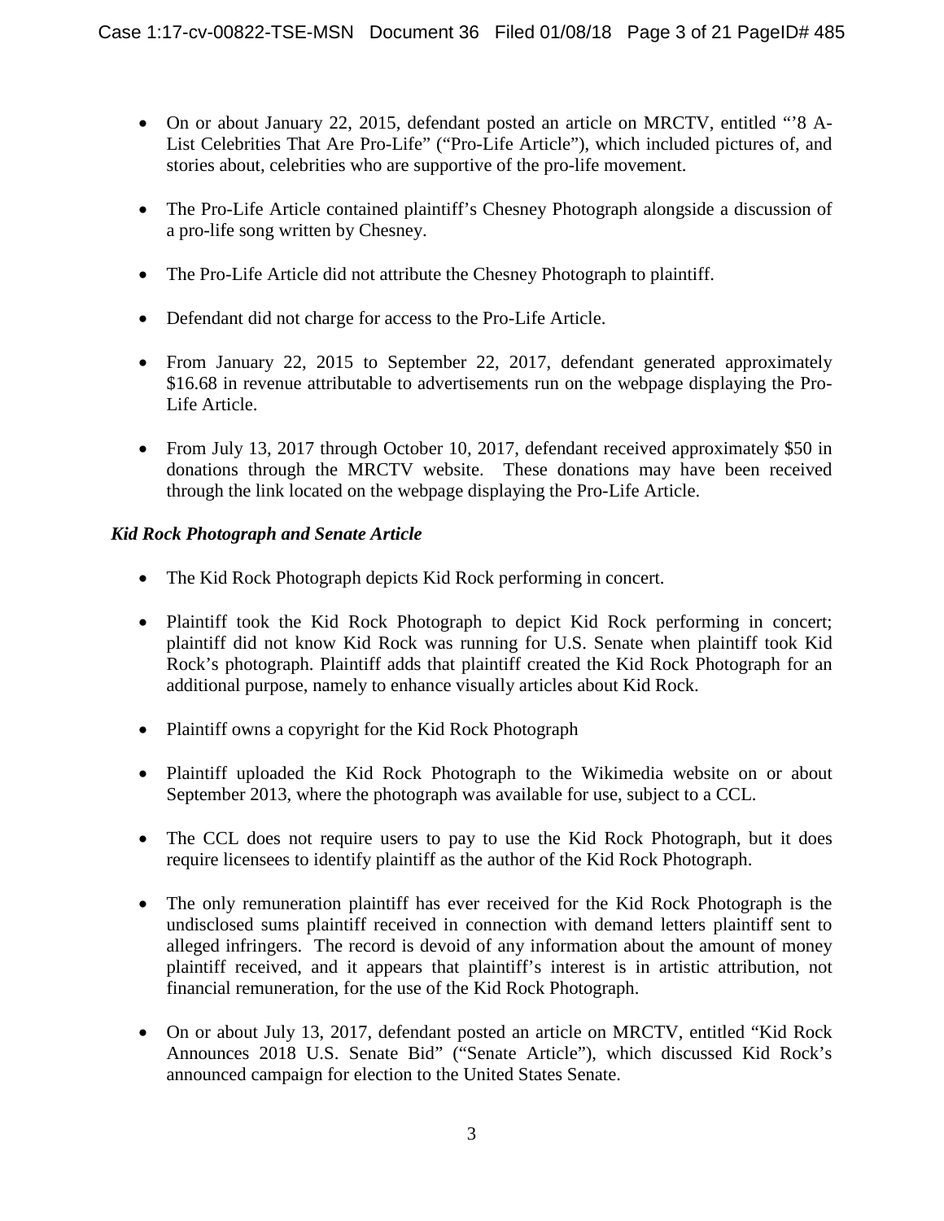- On or about January 22, 2015, defendant posted an article on MRCTV, entitled "'8 A-List Celebrities That Are Pro-Life" ("Pro-Life Article"), which included pictures of, and stories about, celebrities who are supportive of the pro-life movement.

- The Pro-Life Article contained plaintiff's Chesney Photograph alongside a discussion of a pro-life song written by Chesney.

- The Pro-Life Article did not attribute the Chesney Photograph to plaintiff.

- Defendant did not charge for access to the Pro-Life Article.

- From January 22, 2015 to September 22, 2017, defendant generated approximately $16.68 in revenue attributable to advertisements run on the webpage displaying the Pro-Life Article.

- From July 13, 2017 through October 10, 2017, defendant received approximately $50 in donations through the MRCTV website. These donations may have been received through the link located on the webpage displaying the Pro-Life Article.

### *Kid Rock Photograph and Senate Article*

- The Kid Rock Photograph depicts Kid Rock performing in concert.

- Plaintiff took the Kid Rock Photograph to depict Kid Rock performing in concert; plaintiff did not know Kid Rock was running for U.S. Senate when plaintiff took Kid Rock's photograph. Plaintiff adds that plaintiff created the Kid Rock Photograph for an additional purpose, namely to enhance visually articles about Kid Rock.

- Plaintiff owns a copyright for the Kid Rock Photograph

- Plaintiff uploaded the Kid Rock Photograph to the Wikimedia website on or about September 2013, where the photograph was available for use, subject to a CCL.

- The CCL does not require users to pay to use the Kid Rock Photograph, but it does require licensees to identify plaintiff as the author of the Kid Rock Photograph.

- The only remuneration plaintiff has ever received for the Kid Rock Photograph is the undisclosed sums plaintiff received in connection with demand letters plaintiff sent to alleged infringers. The record is devoid of any information about the amount of money plaintiff received, and it appears that plaintiff's interest is in artistic attribution, not financial remuneration, for the use of the Kid Rock Photograph.

- On or about July 13, 2017, defendant posted an article on MRCTV, entitled "Kid Rock Announces 2018 U.S. Senate Bid" ("Senate Article"), which discussed Kid Rock's announced campaign for election to the United States Senate.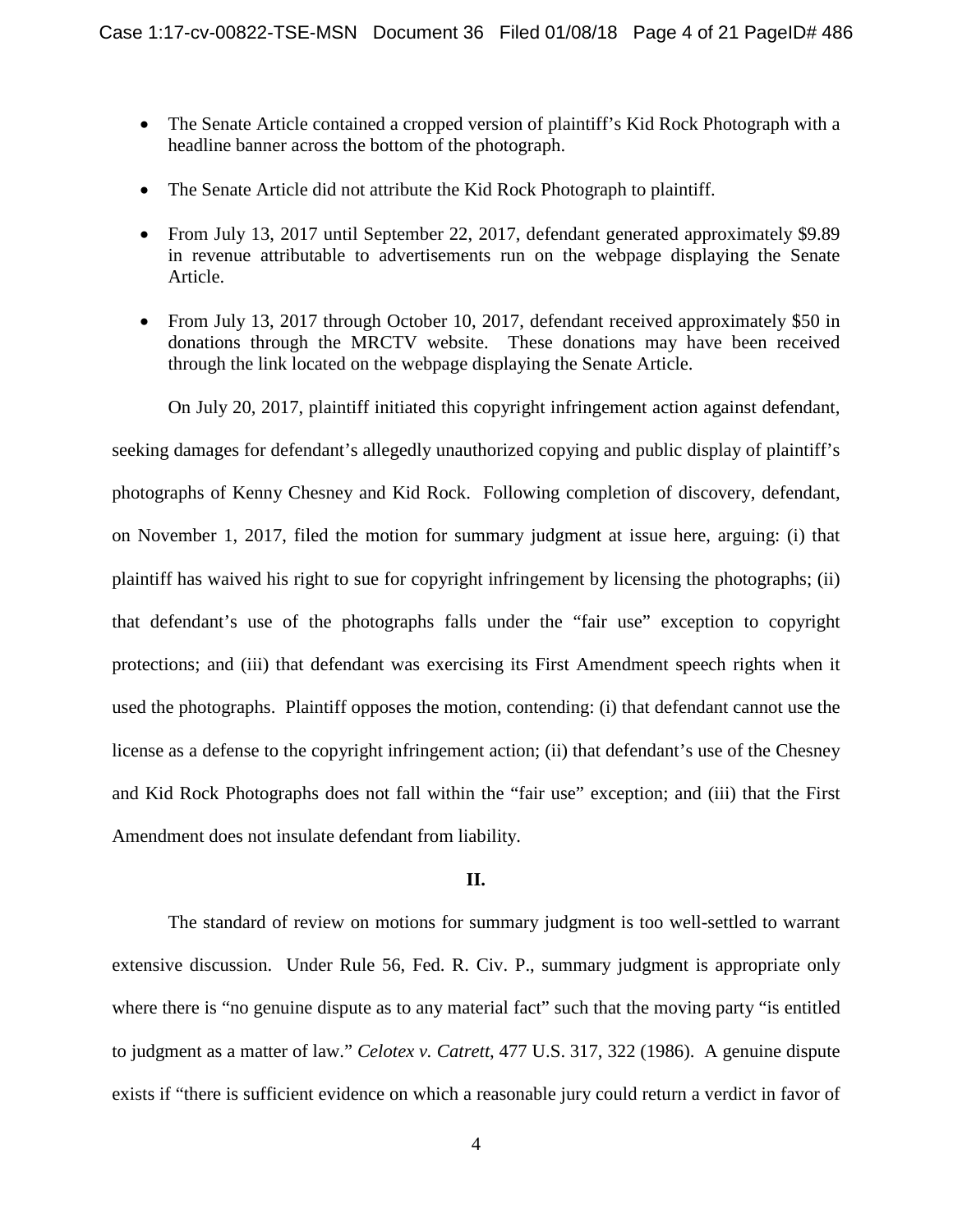- The Senate Article contained a cropped version of plaintiff's Kid Rock Photograph with a headline banner across the bottom of the photograph.
- The Senate Article did not attribute the Kid Rock Photograph to plaintiff.
- From July 13, 2017 until September 22, 2017, defendant generated approximately $9.89 in revenue attributable to advertisements run on the webpage displaying the Senate Article.
- From July 13, 2017 through October 10, 2017, defendant received approximately $50 in donations through the MRCTV website. These donations may have been received through the link located on the webpage displaying the Senate Article.

On July 20, 2017, plaintiff initiated this copyright infringement action against defendant, seeking damages for defendant's allegedly unauthorized copying and public display of plaintiff's photographs of Kenny Chesney and Kid Rock. Following completion of discovery, defendant, on November 1, 2017, filed the motion for summary judgment at issue here, arguing: (i) that plaintiff has waived his right to sue for copyright infringement by licensing the photographs; (ii) that defendant's use of the photographs falls under the "fair use" exception to copyright protections; and (iii) that defendant was exercising its First Amendment speech rights when it used the photographs. Plaintiff opposes the motion, contending: (i) that defendant cannot use the license as a defense to the copyright infringement action; (ii) that defendant's use of the Chesney and Kid Rock Photographs does not fall within the "fair use" exception; and (iii) that the First Amendment does not insulate defendant from liability.

## II.

The standard of review on motions for summary judgment is too well-settled to warrant extensive discussion. Under Rule 56, Fed. R. Civ. P., summary judgment is appropriate only where there is "no genuine dispute as to any material fact" such that the moving party "is entitled to judgment as a matter of law." *Celotex v. Catrett*, 477 U.S. 317, 322 (1986). A genuine dispute exists if "there is sufficient evidence on which a reasonable jury could return a verdict in favor of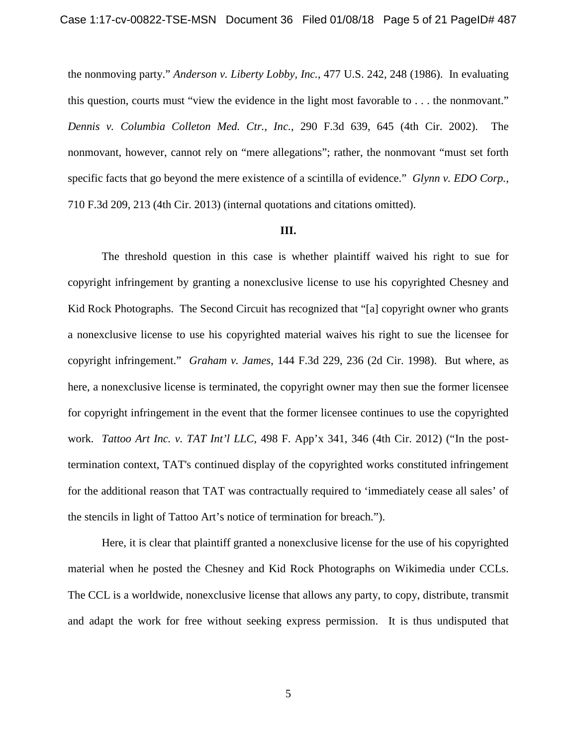the nonmoving party." *Anderson v. Liberty Lobby, Inc.*, 477 U.S. 242, 248 (1986). In evaluating this question, courts must "view the evidence in the light most favorable to . . . the nonmovant." *Dennis v. Columbia Colleton Med. Ctr., Inc.*, 290 F.3d 639, 645 (4th Cir. 2002). The nonmovant, however, cannot rely on "mere allegations"; rather, the nonmovant "must set forth specific facts that go beyond the mere existence of a scintilla of evidence." *Glynn v. EDO Corp.*, 710 F.3d 209, 213 (4th Cir. 2013) (internal quotations and citations omitted).

**III.**

The threshold question in this case is whether plaintiff waived his right to sue for copyright infringement by granting a nonexclusive license to use his copyrighted Chesney and Kid Rock Photographs. The Second Circuit has recognized that "[a] copyright owner who grants a nonexclusive license to use his copyrighted material waives his right to sue the licensee for copyright infringement." *Graham v. James*, 144 F.3d 229, 236 (2d Cir. 1998). But where, as here, a nonexclusive license is terminated, the copyright owner may then sue the former licensee for copyright infringement in the event that the former licensee continues to use the copyrighted work. *Tattoo Art Inc. v. TAT Int'l LLC*, 498 F. App'x 341, 346 (4th Cir. 2012) ("In the post-termination context, TAT's continued display of the copyrighted works constituted infringement for the additional reason that TAT was contractually required to 'immediately cease all sales' of the stencils in light of Tattoo Art's notice of termination for breach.").

Here, it is clear that plaintiff granted a nonexclusive license for the use of his copyrighted material when he posted the Chesney and Kid Rock Photographs on Wikimedia under CCLs. The CCL is a worldwide, nonexclusive license that allows any party, to copy, distribute, transmit and adapt the work for free without seeking express permission. It is thus undisputed that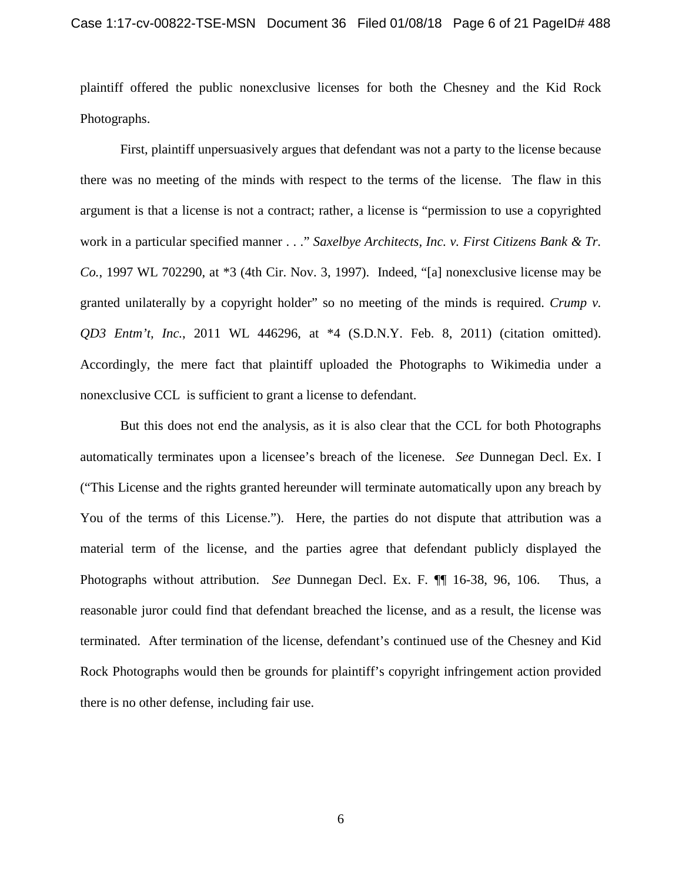plaintiff offered the public nonexclusive licenses for both the Chesney and the Kid Rock Photographs.

First, plaintiff unpersuasively argues that defendant was not a party to the license because there was no meeting of the minds with respect to the terms of the license. The flaw in this argument is that a license is not a contract; rather, a license is "permission to use a copyrighted work in a particular specified manner . . ." *Saxelbye Architects, Inc. v. First Citizens Bank & Tr. Co.*, 1997 WL 702290, at *3 (4th Cir. Nov. 3, 1997). Indeed, "[a] nonexclusive license may be granted unilaterally by a copyright holder" so no meeting of the minds is required. *Crump v. QD3 Entm't, Inc.*, 2011 WL 446296, at *4 (S.D.N.Y. Feb. 8, 2011) (citation omitted). Accordingly, the mere fact that plaintiff uploaded the Photographs to Wikimedia under a nonexclusive CCL is sufficient to grant a license to defendant.

But this does not end the analysis, as it is also clear that the CCL for both Photographs automatically terminates upon a licensee's breach of the licenese. *See* Dunnegan Decl. Ex. I ("This License and the rights granted hereunder will terminate automatically upon any breach by You of the terms of this License."). Here, the parties do not dispute that attribution was a material term of the license, and the parties agree that defendant publicly displayed the Photographs without attribution. *See* Dunnegan Decl. Ex. F. ¶¶ 16-38, 96, 106. Thus, a reasonable juror could find that defendant breached the license, and as a result, the license was terminated. After termination of the license, defendant's continued use of the Chesney and Kid Rock Photographs would then be grounds for plaintiff's copyright infringement action provided there is no other defense, including fair use.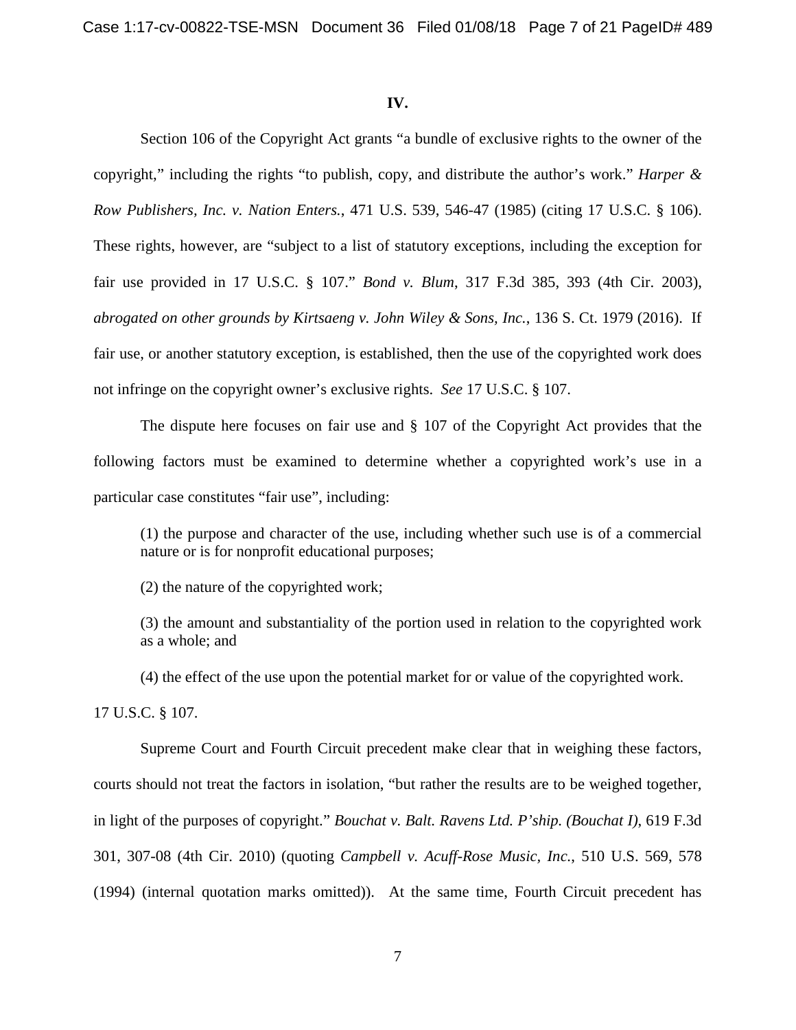**IV.**

Section 106 of the Copyright Act grants "a bundle of exclusive rights to the owner of the copyright," including the rights "to publish, copy, and distribute the author's work." *Harper & Row Publishers, Inc. v. Nation Enters.*, 471 U.S. 539, 546-47 (1985) (citing 17 U.S.C. § 106). These rights, however, are "subject to a list of statutory exceptions, including the exception for fair use provided in 17 U.S.C. § 107." *Bond v. Blum*, 317 F.3d 385, 393 (4th Cir. 2003), *abrogated on other grounds by Kirtsaeng v. John Wiley & Sons, Inc.*, 136 S. Ct. 1979 (2016). If fair use, or another statutory exception, is established, then the use of the copyrighted work does not infringe on the copyright owner's exclusive rights. *See* 17 U.S.C. § 107.

The dispute here focuses on fair use and § 107 of the Copyright Act provides that the following factors must be examined to determine whether a copyrighted work's use in a particular case constitutes "fair use", including:

> (1) the purpose and character of the use, including whether such use is of a commercial nature or is for nonprofit educational purposes;
>
> (2) the nature of the copyrighted work;
>
> (3) the amount and substantiality of the portion used in relation to the copyrighted work as a whole; and
>
> (4) the effect of the use upon the potential market for or value of the copyrighted work.

17 U.S.C. § 107.

Supreme Court and Fourth Circuit precedent make clear that in weighing these factors, courts should not treat the factors in isolation, "but rather the results are to be weighed together, in light of the purposes of copyright." *Bouchat v. Balt. Ravens Ltd. P'ship. (Bouchat I)*, 619 F.3d 301, 307-08 (4th Cir. 2010) (quoting *Campbell v. Acuff-Rose Music, Inc.*, 510 U.S. 569, 578 (1994) (internal quotation marks omitted)). At the same time, Fourth Circuit precedent has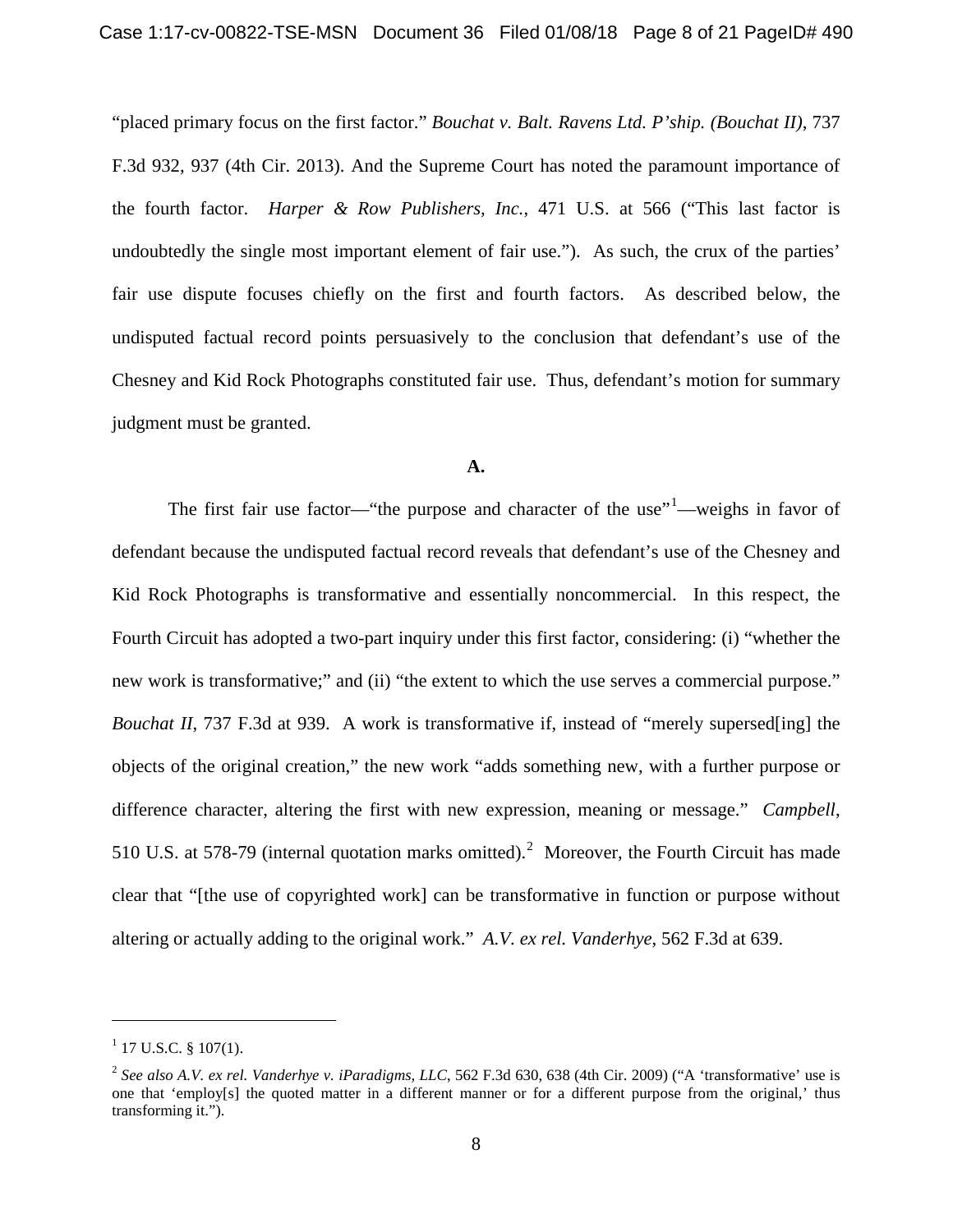"placed primary focus on the first factor." *Bouchat v. Balt. Ravens Ltd. P'ship. (Bouchat II)*, 737 F.3d 932, 937 (4th Cir. 2013). And the Supreme Court has noted the paramount importance of the fourth factor. *Harper & Row Publishers, Inc.*, 471 U.S. at 566 ("This last factor is undoubtedly the single most important element of fair use."). As such, the crux of the parties' fair use dispute focuses chiefly on the first and fourth factors. As described below, the undisputed factual record points persuasively to the conclusion that defendant's use of the Chesney and Kid Rock Photographs constituted fair use. Thus, defendant's motion for summary judgment must be granted.

**A.**

The first fair use factor—"the purpose and character of the use"[1]—weighs in favor of defendant because the undisputed factual record reveals that defendant's use of the Chesney and Kid Rock Photographs is transformative and essentially noncommercial. In this respect, the Fourth Circuit has adopted a two-part inquiry under this first factor, considering: (i) "whether the new work is transformative;" and (ii) "the extent to which the use serves a commercial purpose." *Bouchat II*, 737 F.3d at 939. A work is transformative if, instead of "merely supersed[ing] the objects of the original creation," the new work "adds something new, with a further purpose or difference character, altering the first with new expression, meaning or message." *Campbell*, 510 U.S. at 578-79 (internal quotation marks omitted).[2] Moreover, the Fourth Circuit has made clear that "[the use of copyrighted work] can be transformative in function or purpose without altering or actually adding to the original work." *A.V. ex rel. Vanderhye*, 562 F.3d at 639.

---

[1] 17 U.S.C. § 107(1).

[2] *See also A.V. ex rel. Vanderhye v. iParadigms, LLC*, 562 F.3d 630, 638 (4th Cir. 2009) ("A 'transformative' use is one that 'employ[s] the quoted matter in a different manner or for a different purpose from the original,' thus transforming it.").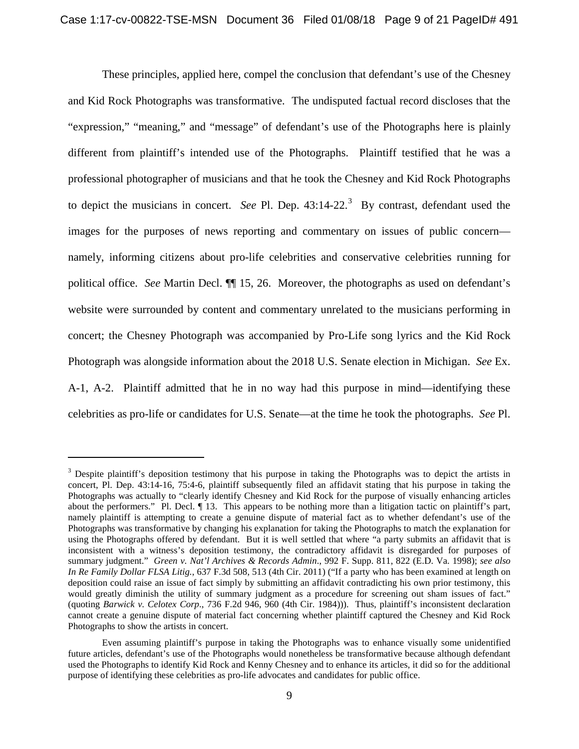These principles, applied here, compel the conclusion that defendant's use of the Chesney and Kid Rock Photographs was transformative. The undisputed factual record discloses that the "expression," "meaning," and "message" of defendant's use of the Photographs here is plainly different from plaintiff's intended use of the Photographs. Plaintiff testified that he was a professional photographer of musicians and that he took the Chesney and Kid Rock Photographs to depict the musicians in concert. *See* Pl. Dep. 43:14-22.[3] By contrast, defendant used the images for the purposes of news reporting and commentary on issues of public concern—namely, informing citizens about pro-life celebrities and conservative celebrities running for political office. *See* Martin Decl. ¶¶ 15, 26. Moreover, the photographs as used on defendant's website were surrounded by content and commentary unrelated to the musicians performing in concert; the Chesney Photograph was accompanied by Pro-Life song lyrics and the Kid Rock Photograph was alongside information about the 2018 U.S. Senate election in Michigan. *See* Ex. A-1, A-2. Plaintiff admitted that he in no way had this purpose in mind—identifying these celebrities as pro-life or candidates for U.S. Senate—at the time he took the photographs. *See* Pl.

---

[3] Despite plaintiff's deposition testimony that his purpose in taking the Photographs was to depict the artists in concert, Pl. Dep. 43:14-16, 75:4-6, plaintiff subsequently filed an affidavit stating that his purpose in taking the Photographs was actually to "clearly identify Chesney and Kid Rock for the purpose of visually enhancing articles about the performers." Pl. Decl. ¶ 13. This appears to be nothing more than a litigation tactic on plaintiff's part, namely plaintiff is attempting to create a genuine dispute of material fact as to whether defendant's use of the Photographs was transformative by changing his explanation for taking the Photographs to match the explanation for using the Photographs offered by defendant. But it is well settled that where "a party submits an affidavit that is inconsistent with a witness's deposition testimony, the contradictory affidavit is disregarded for purposes of summary judgment." *Green v. Nat'l Archives & Records Admin*., 992 F. Supp. 811, 822 (E.D. Va. 1998); *see also In Re Family Dollar FLSA Litig.*, 637 F.3d 508, 513 (4th Cir. 2011) ("If a party who has been examined at length on deposition could raise an issue of fact simply by submitting an affidavit contradicting his own prior testimony, this would greatly diminish the utility of summary judgment as a procedure for screening out sham issues of fact." (quoting *Barwick v. Celotex Corp*., 736 F.2d 946, 960 (4th Cir. 1984))). Thus, plaintiff's inconsistent declaration cannot create a genuine dispute of material fact concerning whether plaintiff captured the Chesney and Kid Rock Photographs to show the artists in concert.

Even assuming plaintiff's purpose in taking the Photographs was to enhance visually some unidentified future articles, defendant's use of the Photographs would nonetheless be transformative because although defendant used the Photographs to identify Kid Rock and Kenny Chesney and to enhance its articles, it did so for the additional purpose of identifying these celebrities as pro-life advocates and candidates for public office.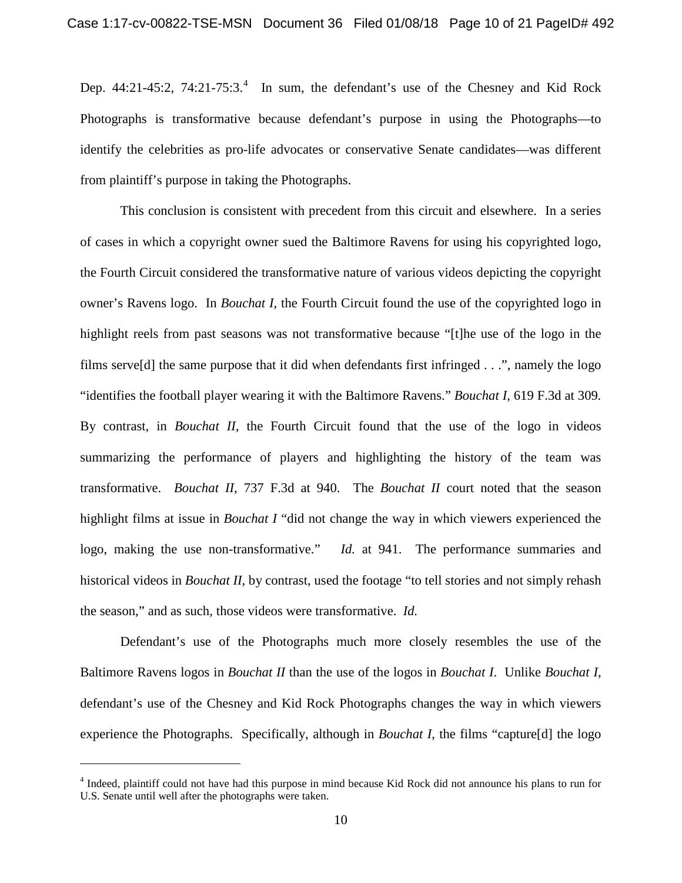Dep. 44:21-45:2, 74:21-75:3.[4] In sum, the defendant's use of the Chesney and Kid Rock Photographs is transformative because defendant's purpose in using the Photographs—to identify the celebrities as pro-life advocates or conservative Senate candidates—was different from plaintiff's purpose in taking the Photographs.

This conclusion is consistent with precedent from this circuit and elsewhere. In a series of cases in which a copyright owner sued the Baltimore Ravens for using his copyrighted logo, the Fourth Circuit considered the transformative nature of various videos depicting the copyright owner's Ravens logo. In *Bouchat I*, the Fourth Circuit found the use of the copyrighted logo in highlight reels from past seasons was not transformative because "[t]he use of the logo in the films serve[d] the same purpose that it did when defendants first infringed . . .", namely the logo "identifies the football player wearing it with the Baltimore Ravens." *Bouchat I*, 619 F.3d at 309. By contrast, in *Bouchat II*, the Fourth Circuit found that the use of the logo in videos summarizing the performance of players and highlighting the history of the team was transformative. *Bouchat II*, 737 F.3d at 940. The *Bouchat II* court noted that the season highlight films at issue in *Bouchat I* "did not change the way in which viewers experienced the logo, making the use non-transformative." *Id.* at 941. The performance summaries and historical videos in *Bouchat II*, by contrast, used the footage "to tell stories and not simply rehash the season," and as such, those videos were transformative. *Id.*

Defendant's use of the Photographs much more closely resembles the use of the Baltimore Ravens logos in *Bouchat II* than the use of the logos in *Bouchat I*. Unlike *Bouchat I*, defendant's use of the Chesney and Kid Rock Photographs changes the way in which viewers experience the Photographs. Specifically, although in *Bouchat I*, the films "capture[d] the logo

---

[4] Indeed, plaintiff could not have had this purpose in mind because Kid Rock did not announce his plans to run for U.S. Senate until well after the photographs were taken.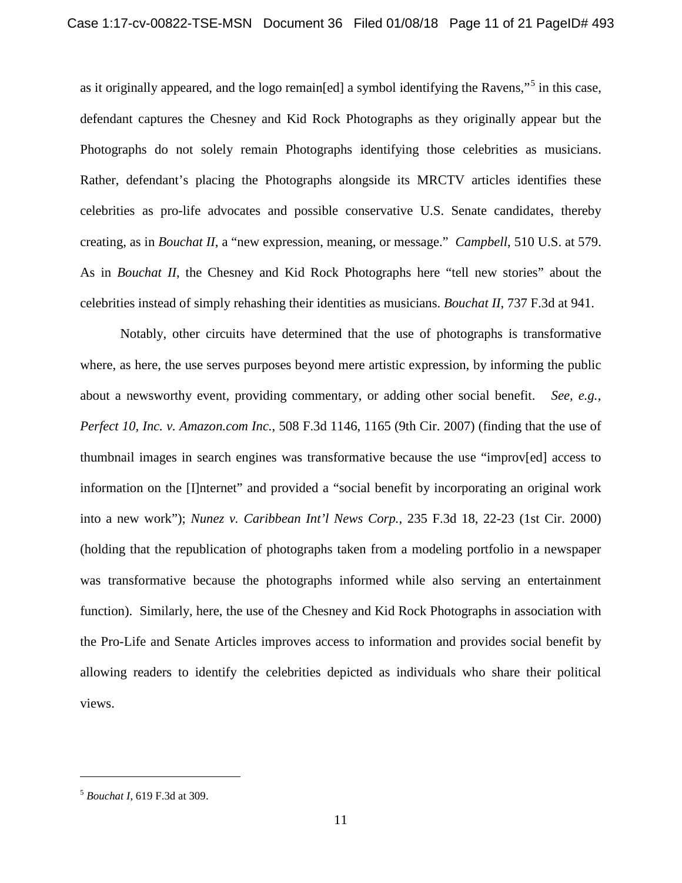as it originally appeared, and the logo remain[ed] a symbol identifying the Ravens,"[5] in this case, defendant captures the Chesney and Kid Rock Photographs as they originally appear but the Photographs do not solely remain Photographs identifying those celebrities as musicians. Rather, defendant's placing the Photographs alongside its MRCTV articles identifies these celebrities as pro-life advocates and possible conservative U.S. Senate candidates, thereby creating, as in *Bouchat II*, a "new expression, meaning, or message." *Campbell*, 510 U.S. at 579. As in *Bouchat II*, the Chesney and Kid Rock Photographs here "tell new stories" about the celebrities instead of simply rehashing their identities as musicians. *Bouchat II*, 737 F.3d at 941.

Notably, other circuits have determined that the use of photographs is transformative where, as here, the use serves purposes beyond mere artistic expression, by informing the public about a newsworthy event, providing commentary, or adding other social benefit. *See, e.g.*, *Perfect 10, Inc. v. Amazon.com Inc.*, 508 F.3d 1146, 1165 (9th Cir. 2007) (finding that the use of thumbnail images in search engines was transformative because the use "improv[ed] access to information on the [I]nternet" and provided a "social benefit by incorporating an original work into a new work"); *Nunez v. Caribbean Int'l News Corp.*, 235 F.3d 18, 22-23 (1st Cir. 2000) (holding that the republication of photographs taken from a modeling portfolio in a newspaper was transformative because the photographs informed while also serving an entertainment function). Similarly, here, the use of the Chesney and Kid Rock Photographs in association with the Pro-Life and Senate Articles improves access to information and provides social benefit by allowing readers to identify the celebrities depicted as individuals who share their political views.

---

[5] *Bouchat I*, 619 F.3d at 309.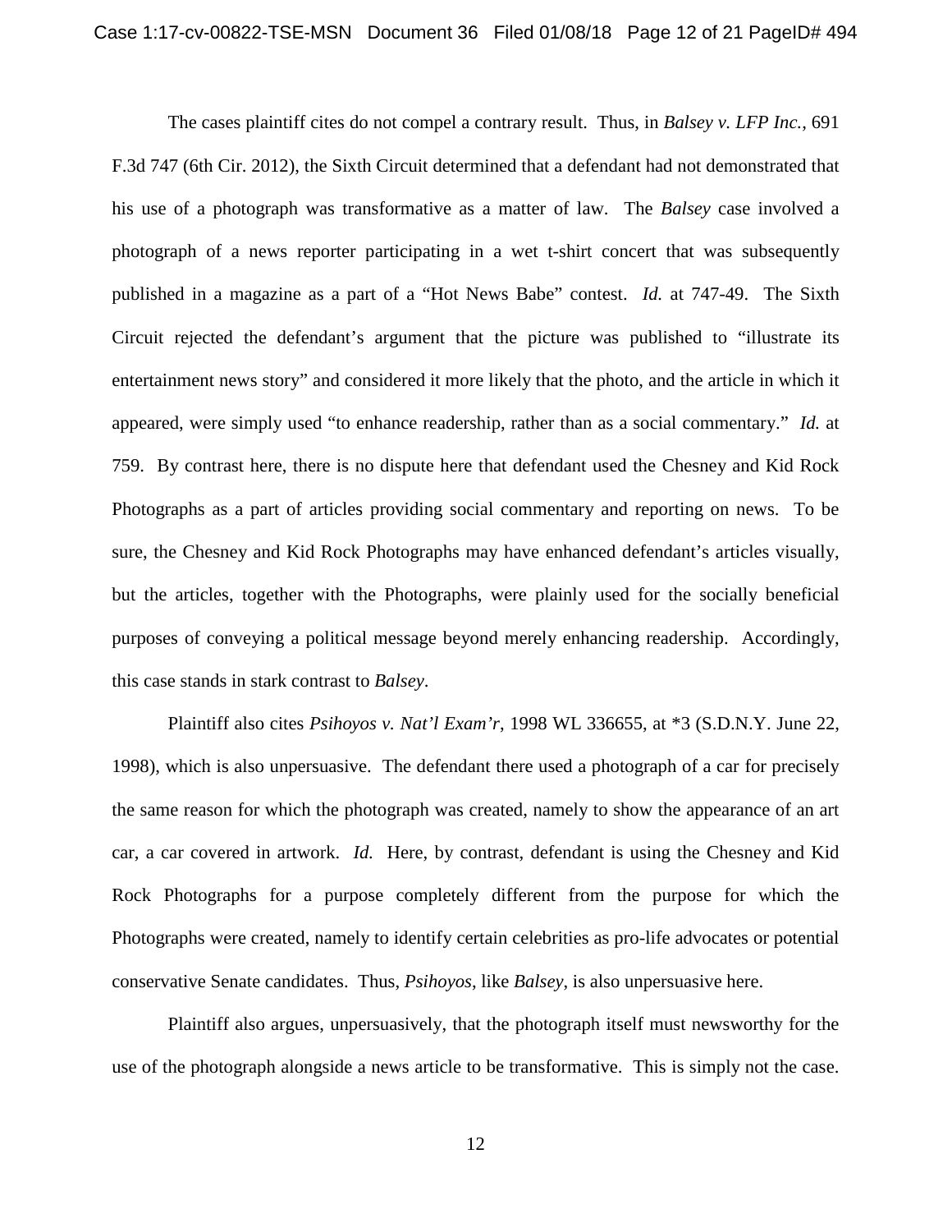The cases plaintiff cites do not compel a contrary result. Thus, in *Balsey v. LFP Inc.*, 691 F.3d 747 (6th Cir. 2012), the Sixth Circuit determined that a defendant had not demonstrated that his use of a photograph was transformative as a matter of law. The *Balsey* case involved a photograph of a news reporter participating in a wet t-shirt concert that was subsequently published in a magazine as a part of a "Hot News Babe" contest. *Id.* at 747-49. The Sixth Circuit rejected the defendant's argument that the picture was published to "illustrate its entertainment news story" and considered it more likely that the photo, and the article in which it appeared, were simply used "to enhance readership, rather than as a social commentary." *Id.* at 759. By contrast here, there is no dispute here that defendant used the Chesney and Kid Rock Photographs as a part of articles providing social commentary and reporting on news. To be sure, the Chesney and Kid Rock Photographs may have enhanced defendant's articles visually, but the articles, together with the Photographs, were plainly used for the socially beneficial purposes of conveying a political message beyond merely enhancing readership. Accordingly, this case stands in stark contrast to *Balsey*.

Plaintiff also cites *Psihoyos v. Nat'l Exam'r*, 1998 WL 336655, at *3 (S.D.N.Y. June 22, 1998), which is also unpersuasive. The defendant there used a photograph of a car for precisely the same reason for which the photograph was created, namely to show the appearance of an art car, a car covered in artwork. *Id.* Here, by contrast, defendant is using the Chesney and Kid Rock Photographs for a purpose completely different from the purpose for which the Photographs were created, namely to identify certain celebrities as pro-life advocates or potential conservative Senate candidates. Thus, *Psihoyos*, like *Balsey*, is also unpersuasive here.

Plaintiff also argues, unpersuasively, that the photograph itself must newsworthy for the use of the photograph alongside a news article to be transformative. This is simply not the case.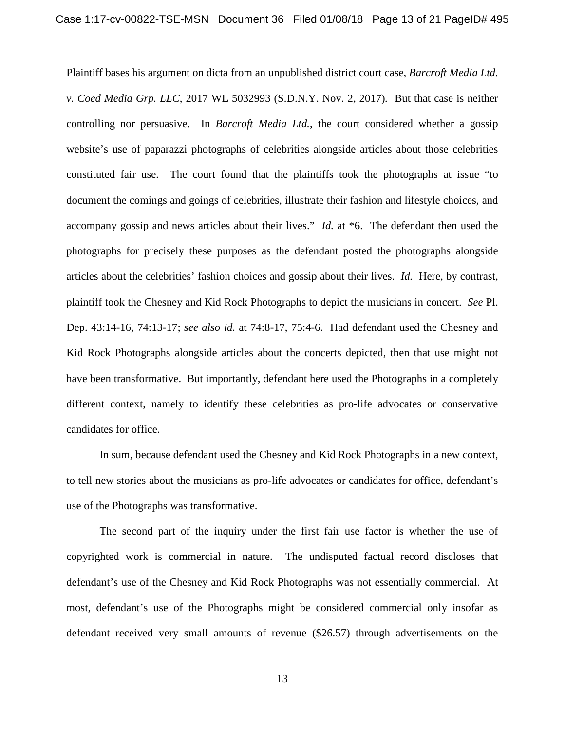Plaintiff bases his argument on dicta from an unpublished district court case, *Barcroft Media Ltd. v. Coed Media Grp. LLC*, 2017 WL 5032993 (S.D.N.Y. Nov. 2, 2017). But that case is neither controlling nor persuasive. In *Barcroft Media Ltd.*, the court considered whether a gossip website's use of paparazzi photographs of celebrities alongside articles about those celebrities constituted fair use. The court found that the plaintiffs took the photographs at issue "to document the comings and goings of celebrities, illustrate their fashion and lifestyle choices, and accompany gossip and news articles about their lives." *Id.* at *6. The defendant then used the photographs for precisely these purposes as the defendant posted the photographs alongside articles about the celebrities' fashion choices and gossip about their lives. *Id.* Here, by contrast, plaintiff took the Chesney and Kid Rock Photographs to depict the musicians in concert. *See* Pl. Dep. 43:14-16, 74:13-17; *see also id.* at 74:8-17, 75:4-6. Had defendant used the Chesney and Kid Rock Photographs alongside articles about the concerts depicted, then that use might not have been transformative. But importantly, defendant here used the Photographs in a completely different context, namely to identify these celebrities as pro-life advocates or conservative candidates for office.

In sum, because defendant used the Chesney and Kid Rock Photographs in a new context, to tell new stories about the musicians as pro-life advocates or candidates for office, defendant's use of the Photographs was transformative.

The second part of the inquiry under the first fair use factor is whether the use of copyrighted work is commercial in nature. The undisputed factual record discloses that defendant's use of the Chesney and Kid Rock Photographs was not essentially commercial. At most, defendant's use of the Photographs might be considered commercial only insofar as defendant received very small amounts of revenue ($26.57) through advertisements on the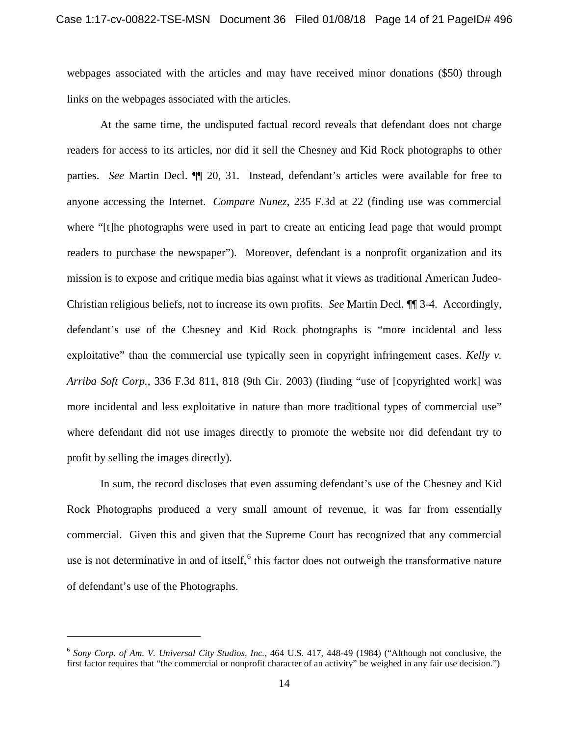webpages associated with the articles and may have received minor donations ($50) through links on the webpages associated with the articles.

At the same time, the undisputed factual record reveals that defendant does not charge readers for access to its articles, nor did it sell the Chesney and Kid Rock photographs to other parties. *See* Martin Decl. ¶¶ 20, 31. Instead, defendant's articles were available for free to anyone accessing the Internet. *Compare Nunez*, 235 F.3d at 22 (finding use was commercial where "[t]he photographs were used in part to create an enticing lead page that would prompt readers to purchase the newspaper"). Moreover, defendant is a nonprofit organization and its mission is to expose and critique media bias against what it views as traditional American Judeo-Christian religious beliefs, not to increase its own profits. *See* Martin Decl. ¶¶ 3-4. Accordingly, defendant's use of the Chesney and Kid Rock photographs is "more incidental and less exploitative" than the commercial use typically seen in copyright infringement cases. *Kelly v. Arriba Soft Corp.*, 336 F.3d 811, 818 (9th Cir. 2003) (finding "use of [copyrighted work] was more incidental and less exploitative in nature than more traditional types of commercial use" where defendant did not use images directly to promote the website nor did defendant try to profit by selling the images directly).

In sum, the record discloses that even assuming defendant's use of the Chesney and Kid Rock Photographs produced a very small amount of revenue, it was far from essentially commercial. Given this and given that the Supreme Court has recognized that any commercial use is not determinative in and of itself,[6] this factor does not outweigh the transformative nature of defendant's use of the Photographs.

---

[6] *Sony Corp. of Am. V. Universal City Studios, Inc.*, 464 U.S. 417, 448-49 (1984) ("Although not conclusive, the first factor requires that "the commercial or nonprofit character of an activity" be weighed in any fair use decision.")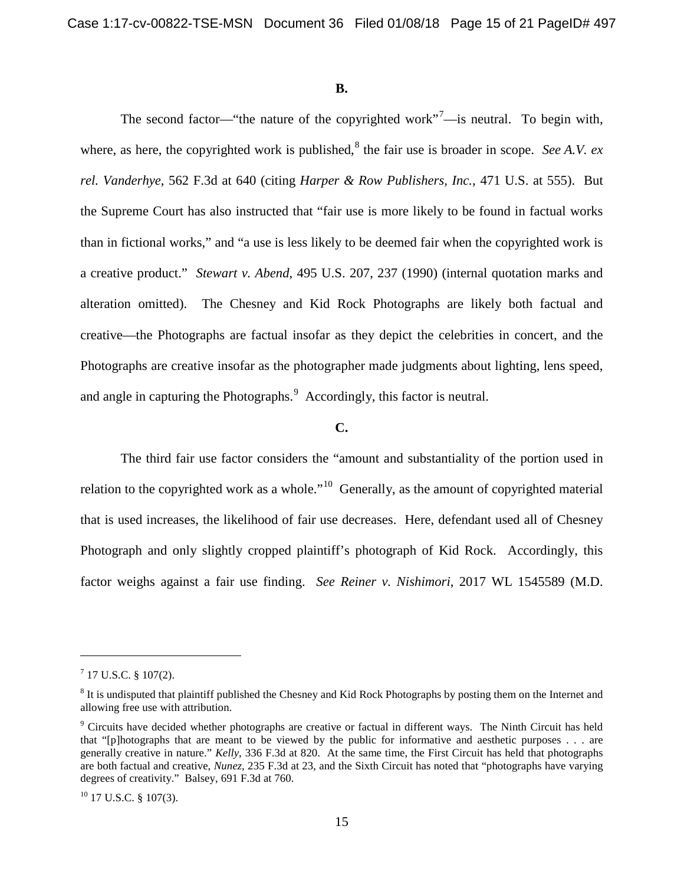**B.**

The second factor—"the nature of the copyrighted work"[7]—is neutral. To begin with, where, as here, the copyrighted work is published,[8] the fair use is broader in scope. *See A.V. ex rel. Vanderhye*, 562 F.3d at 640 (citing *Harper & Row Publishers, Inc.*, 471 U.S. at 555). But the Supreme Court has also instructed that "fair use is more likely to be found in factual works than in fictional works," and "a use is less likely to be deemed fair when the copyrighted work is a creative product." *Stewart v. Abend*, 495 U.S. 207, 237 (1990) (internal quotation marks and alteration omitted). The Chesney and Kid Rock Photographs are likely both factual and creative—the Photographs are factual insofar as they depict the celebrities in concert, and the Photographs are creative insofar as the photographer made judgments about lighting, lens speed, and angle in capturing the Photographs.[9] Accordingly, this factor is neutral.

**C.**

The third fair use factor considers the "amount and substantiality of the portion used in relation to the copyrighted work as a whole."[10] Generally, as the amount of copyrighted material that is used increases, the likelihood of fair use decreases. Here, defendant used all of Chesney Photograph and only slightly cropped plaintiff's photograph of Kid Rock. Accordingly, this factor weighs against a fair use finding. *See Reiner v. Nishimori*, 2017 WL 1545589 (M.D.

---

[7] 17 U.S.C. § 107(2).

[8] It is undisputed that plaintiff published the Chesney and Kid Rock Photographs by posting them on the Internet and allowing free use with attribution.

[9] Circuits have decided whether photographs are creative or factual in different ways. The Ninth Circuit has held that "[p]hotographs that are meant to be viewed by the public for informative and aesthetic purposes . . . are generally creative in nature." *Kelly*, 336 F.3d at 820. At the same time, the First Circuit has held that photographs are both factual and creative, *Nunez*, 235 F.3d at 23, and the Sixth Circuit has noted that "photographs have varying degrees of creativity." Balsey, 691 F.3d at 760.

[10] 17 U.S.C. § 107(3).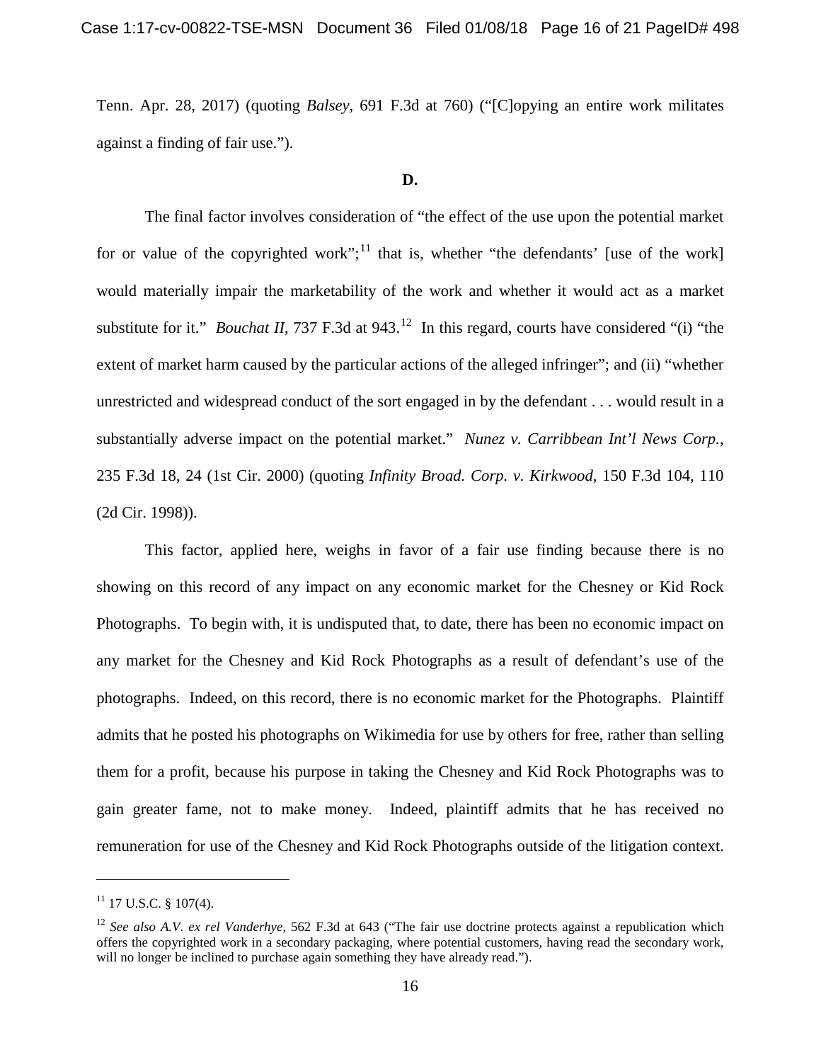Tenn. Apr. 28, 2017) (quoting *Balsey*, 691 F.3d at 760) ("[C]opying an entire work militates against a finding of fair use.").

**D.**

The final factor involves consideration of "the effect of the use upon the potential market for or value of the copyrighted work";[11] that is, whether "the defendants' [use of the work] would materially impair the marketability of the work and whether it would act as a market substitute for it." *Bouchat II*, 737 F.3d at 943.[12] In this regard, courts have considered "(i) "the extent of market harm caused by the particular actions of the alleged infringer"; and (ii) "whether unrestricted and widespread conduct of the sort engaged in by the defendant . . . would result in a substantially adverse impact on the potential market." *Nunez v. Carribbean Int'l News Corp.*, 235 F.3d 18, 24 (1st Cir. 2000) (quoting *Infinity Broad. Corp. v. Kirkwood*, 150 F.3d 104, 110 (2d Cir. 1998)).

This factor, applied here, weighs in favor of a fair use finding because there is no showing on this record of any impact on any economic market for the Chesney or Kid Rock Photographs. To begin with, it is undisputed that, to date, there has been no economic impact on any market for the Chesney and Kid Rock Photographs as a result of defendant's use of the photographs. Indeed, on this record, there is no economic market for the Photographs. Plaintiff admits that he posted his photographs on Wikimedia for use by others for free, rather than selling them for a profit, because his purpose in taking the Chesney and Kid Rock Photographs was to gain greater fame, not to make money. Indeed, plaintiff admits that he has received no remuneration for use of the Chesney and Kid Rock Photographs outside of the litigation context.

---

[11] 17 U.S.C. § 107(4).

[12] *See also A.V. ex rel Vanderhye*, 562 F.3d at 643 ("The fair use doctrine protects against a republication which offers the copyrighted work in a secondary packaging, where potential customers, having read the secondary work, will no longer be inclined to purchase again something they have already read.").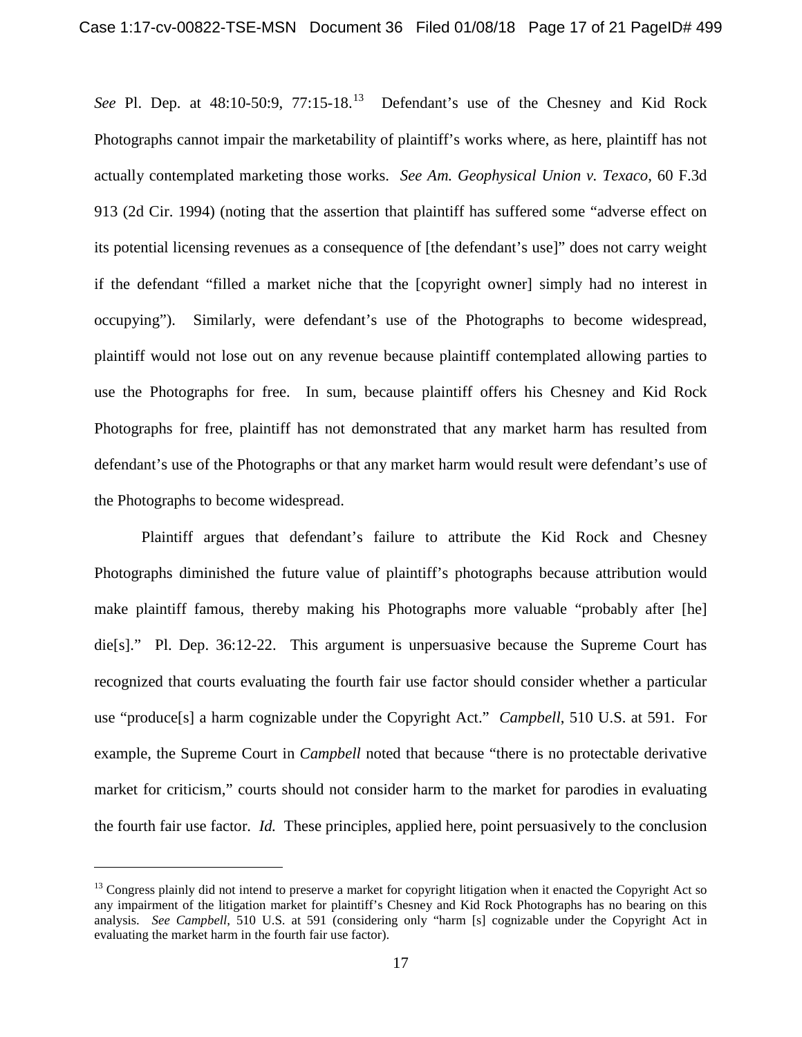*See* Pl. Dep. at 48:10-50:9, 77:15-18.[13] Defendant's use of the Chesney and Kid Rock Photographs cannot impair the marketability of plaintiff's works where, as here, plaintiff has not actually contemplated marketing those works. *See Am. Geophysical Union v. Texaco*, 60 F.3d 913 (2d Cir. 1994) (noting that the assertion that plaintiff has suffered some "adverse effect on its potential licensing revenues as a consequence of [the defendant's use]" does not carry weight if the defendant "filled a market niche that the [copyright owner] simply had no interest in occupying"). Similarly, were defendant's use of the Photographs to become widespread, plaintiff would not lose out on any revenue because plaintiff contemplated allowing parties to use the Photographs for free. In sum, because plaintiff offers his Chesney and Kid Rock Photographs for free, plaintiff has not demonstrated that any market harm has resulted from defendant's use of the Photographs or that any market harm would result were defendant's use of the Photographs to become widespread.

Plaintiff argues that defendant's failure to attribute the Kid Rock and Chesney Photographs diminished the future value of plaintiff's photographs because attribution would make plaintiff famous, thereby making his Photographs more valuable "probably after [he] die[s]." Pl. Dep. 36:12-22. This argument is unpersuasive because the Supreme Court has recognized that courts evaluating the fourth fair use factor should consider whether a particular use "produce[s] a harm cognizable under the Copyright Act." *Campbell*, 510 U.S. at 591. For example, the Supreme Court in *Campbell* noted that because "there is no protectable derivative market for criticism," courts should not consider harm to the market for parodies in evaluating the fourth fair use factor. *Id.* These principles, applied here, point persuasively to the conclusion

---

[13] Congress plainly did not intend to preserve a market for copyright litigation when it enacted the Copyright Act so any impairment of the litigation market for plaintiff's Chesney and Kid Rock Photographs has no bearing on this analysis. *See Campbell*, 510 U.S. at 591 (considering only "harm [s] cognizable under the Copyright Act in evaluating the market harm in the fourth fair use factor).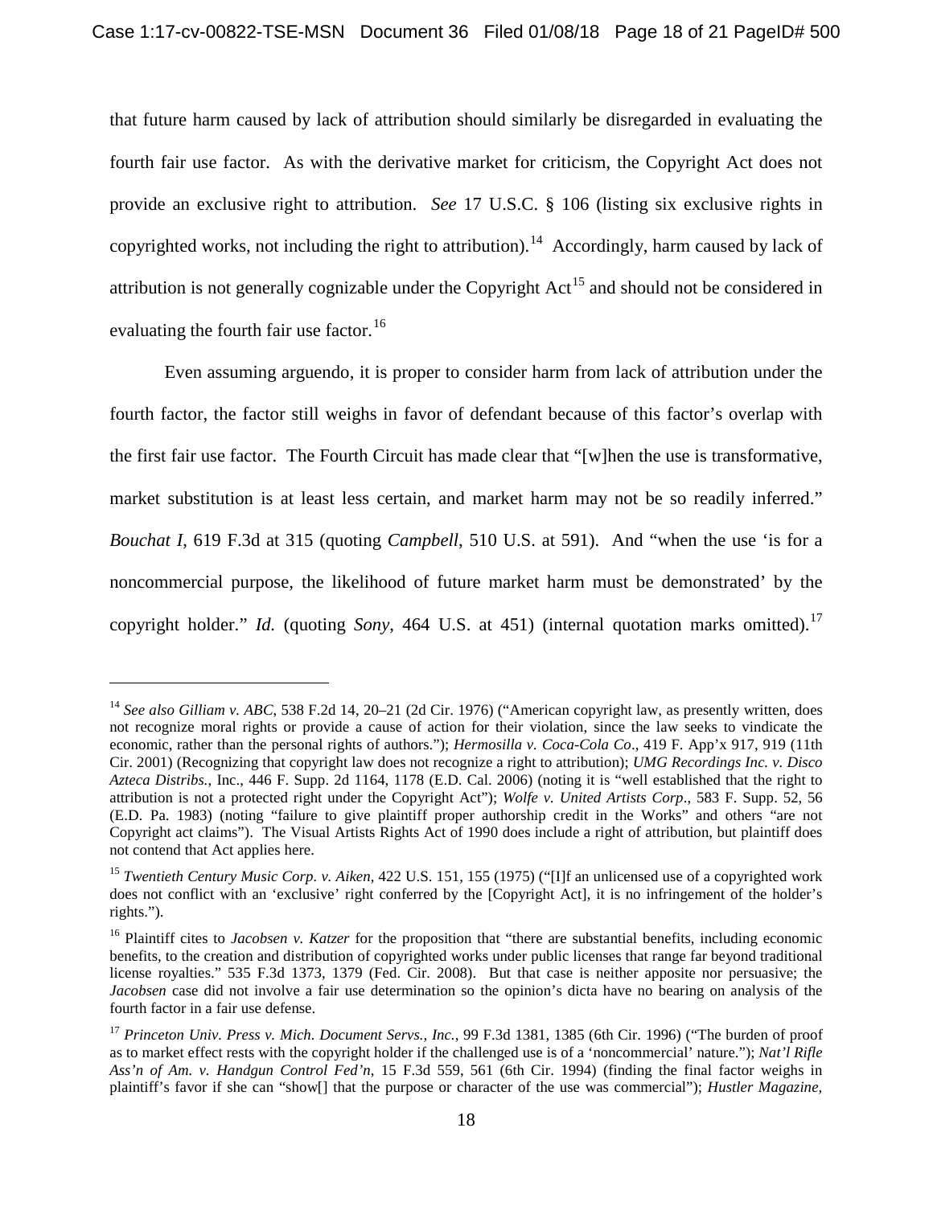that future harm caused by lack of attribution should similarly be disregarded in evaluating the fourth fair use factor. As with the derivative market for criticism, the Copyright Act does not provide an exclusive right to attribution. *See* 17 U.S.C. § 106 (listing six exclusive rights in copyrighted works, not including the right to attribution).[14] Accordingly, harm caused by lack of attribution is not generally cognizable under the Copyright Act[15] and should not be considered in evaluating the fourth fair use factor.[16]

Even assuming arguendo, it is proper to consider harm from lack of attribution under the fourth factor, the factor still weighs in favor of defendant because of this factor's overlap with the first fair use factor. The Fourth Circuit has made clear that "[w]hen the use is transformative, market substitution is at least less certain, and market harm may not be so readily inferred." *Bouchat I*, 619 F.3d at 315 (quoting *Campbell*, 510 U.S. at 591). And "when the use 'is for a noncommercial purpose, the likelihood of future market harm must be demonstrated' by the copyright holder." *Id.* (quoting *Sony*, 464 U.S. at 451) (internal quotation marks omitted).[17]

---

[14] *See also Gilliam v. ABC*, 538 F.2d 14, 20–21 (2d Cir. 1976) ("American copyright law, as presently written, does not recognize moral rights or provide a cause of action for their violation, since the law seeks to vindicate the economic, rather than the personal rights of authors."); *Hermosilla v. Coca-Cola Co*., 419 F. App'x 917, 919 (11th Cir. 2001) (Recognizing that copyright law does not recognize a right to attribution); *UMG Recordings Inc. v. Disco Azteca Distribs.*, Inc., 446 F. Supp. 2d 1164, 1178 (E.D. Cal. 2006) (noting it is "well established that the right to attribution is not a protected right under the Copyright Act"); *Wolfe v. United Artists Corp*., 583 F. Supp. 52, 56 (E.D. Pa. 1983) (noting "failure to give plaintiff proper authorship credit in the Works" and others "are not Copyright act claims"). The Visual Artists Rights Act of 1990 does include a right of attribution, but plaintiff does not contend that Act applies here.

[15] *Twentieth Century Music Corp. v. Aiken*, 422 U.S. 151, 155 (1975) ("[I]f an unlicensed use of a copyrighted work does not conflict with an 'exclusive' right conferred by the [Copyright Act], it is no infringement of the holder's rights.").

[16] Plaintiff cites to *Jacobsen v. Katzer* for the proposition that "there are substantial benefits, including economic benefits, to the creation and distribution of copyrighted works under public licenses that range far beyond traditional license royalties." 535 F.3d 1373, 1379 (Fed. Cir. 2008). But that case is neither apposite nor persuasive; the *Jacobsen* case did not involve a fair use determination so the opinion's dicta have no bearing on analysis of the fourth factor in a fair use defense.

[17] *Princeton Univ. Press v. Mich. Document Servs., Inc.*, 99 F.3d 1381, 1385 (6th Cir. 1996) ("The burden of proof as to market effect rests with the copyright holder if the challenged use is of a 'noncommercial' nature."); *Nat'l Rifle Ass'n of Am. v. Handgun Control Fed'n*, 15 F.3d 559, 561 (6th Cir. 1994) (finding the final factor weighs in plaintiff's favor if she can "show[] that the purpose or character of the use was commercial"); *Hustler Magazine,*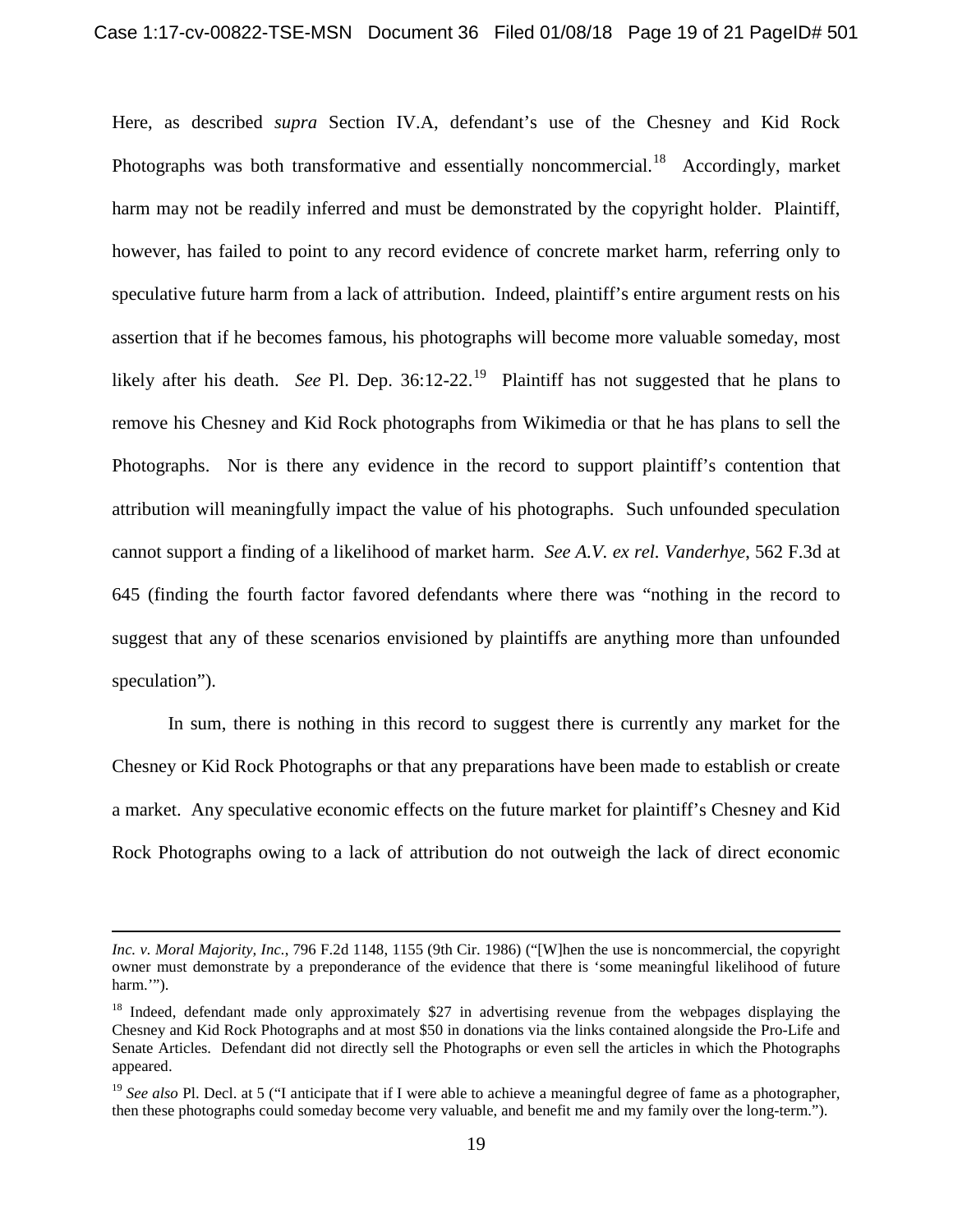Here, as described *supra* Section IV.A, defendant's use of the Chesney and Kid Rock Photographs was both transformative and essentially noncommercial.[18] Accordingly, market harm may not be readily inferred and must be demonstrated by the copyright holder. Plaintiff, however, has failed to point to any record evidence of concrete market harm, referring only to speculative future harm from a lack of attribution. Indeed, plaintiff's entire argument rests on his assertion that if he becomes famous, his photographs will become more valuable someday, most likely after his death. *See* Pl. Dep. 36:12-22.[19] Plaintiff has not suggested that he plans to remove his Chesney and Kid Rock photographs from Wikimedia or that he has plans to sell the Photographs. Nor is there any evidence in the record to support plaintiff's contention that attribution will meaningfully impact the value of his photographs. Such unfounded speculation cannot support a finding of a likelihood of market harm. *See A.V. ex rel. Vanderhye*, 562 F.3d at 645 (finding the fourth factor favored defendants where there was "nothing in the record to suggest that any of these scenarios envisioned by plaintiffs are anything more than unfounded speculation").

In sum, there is nothing in this record to suggest there is currently any market for the Chesney or Kid Rock Photographs or that any preparations have been made to establish or create a market. Any speculative economic effects on the future market for plaintiff's Chesney and Kid Rock Photographs owing to a lack of attribution do not outweigh the lack of direct economic

---

*Inc. v. Moral Majority, Inc.*, 796 F.2d 1148, 1155 (9th Cir. 1986) ("[W]hen the use is noncommercial, the copyright owner must demonstrate by a preponderance of the evidence that there is 'some meaningful likelihood of future harm.'").

[18] Indeed, defendant made only approximately $27 in advertising revenue from the webpages displaying the Chesney and Kid Rock Photographs and at most $50 in donations via the links contained alongside the Pro-Life and Senate Articles. Defendant did not directly sell the Photographs or even sell the articles in which the Photographs appeared.

[19] *See also* Pl. Decl. at 5 ("I anticipate that if I were able to achieve a meaningful degree of fame as a photographer, then these photographs could someday become very valuable, and benefit me and my family over the long-term.").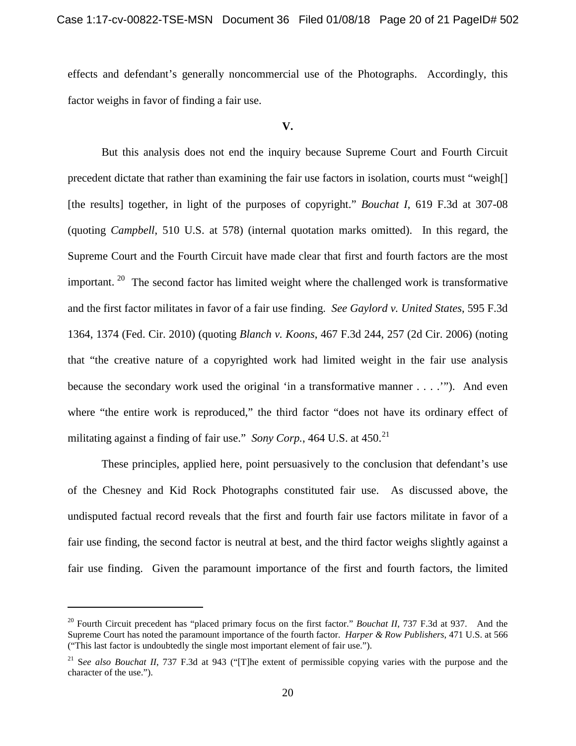effects and defendant's generally noncommercial use of the Photographs. Accordingly, this factor weighs in favor of finding a fair use.

## V.

But this analysis does not end the inquiry because Supreme Court and Fourth Circuit precedent dictate that rather than examining the fair use factors in isolation, courts must "weigh[] [the results] together, in light of the purposes of copyright." *Bouchat I*, 619 F.3d at 307-08 (quoting *Campbell*, 510 U.S. at 578) (internal quotation marks omitted). In this regard, the Supreme Court and the Fourth Circuit have made clear that first and fourth factors are the most important. [20] The second factor has limited weight where the challenged work is transformative and the first factor militates in favor of a fair use finding. *See Gaylord v. United States*, 595 F.3d 1364, 1374 (Fed. Cir. 2010) (quoting *Blanch v. Koons*, 467 F.3d 244, 257 (2d Cir. 2006) (noting that "the creative nature of a copyrighted work had limited weight in the fair use analysis because the secondary work used the original 'in a transformative manner . . . .'"). And even where "the entire work is reproduced," the third factor "does not have its ordinary effect of militating against a finding of fair use." *Sony Corp.*, 464 U.S. at 450.[21]

These principles, applied here, point persuasively to the conclusion that defendant's use of the Chesney and Kid Rock Photographs constituted fair use. As discussed above, the undisputed factual record reveals that the first and fourth fair use factors militate in favor of a fair use finding, the second factor is neutral at best, and the third factor weighs slightly against a fair use finding. Given the paramount importance of the first and fourth factors, the limited

---

[20] Fourth Circuit precedent has "placed primary focus on the first factor." *Bouchat II*, 737 F.3d at 937. And the Supreme Court has noted the paramount importance of the fourth factor. *Harper & Row Publishers*, 471 U.S. at 566 ("This last factor is undoubtedly the single most important element of fair use.").

[21] *See also Bouchat II*, 737 F.3d at 943 ("[T]he extent of permissible copying varies with the purpose and the character of the use.").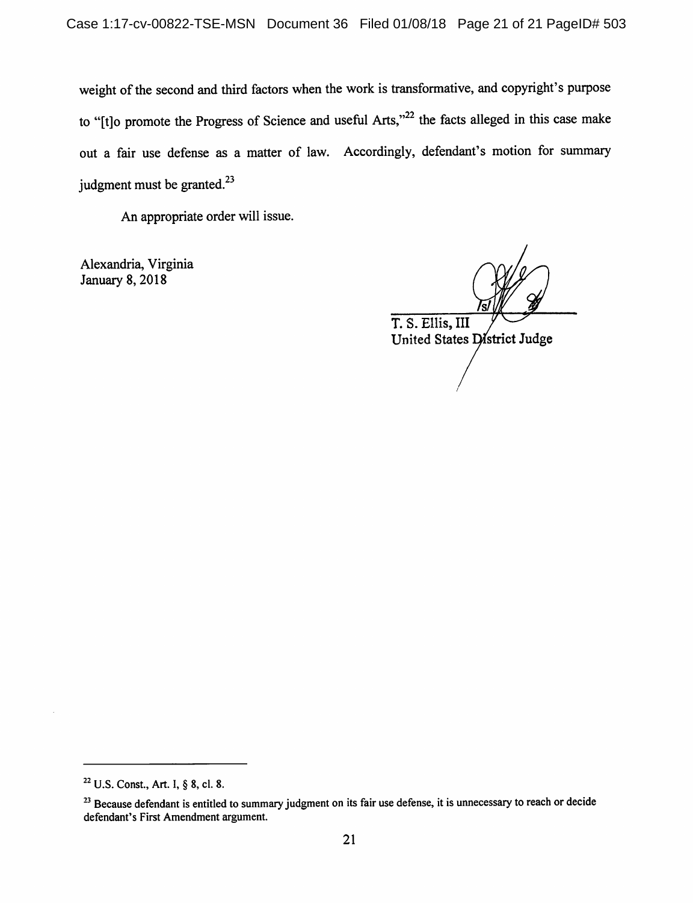weight of the second and third factors when the work is transformative, and copyright's purpose to "[t]o promote the Progress of Science and useful Arts,"[22] the facts alleged in this case make out a fair use defense as a matter of law. Accordingly, defendant's motion for summary judgment must be granted.[23]

An appropriate order will issue.

Alexandria, Virginia
January 8, 2018

/s/
T. S. Ellis, III
United States District Judge

---

[22] U.S. Const., Art. I, § 8, cl. 8.

[23] Because defendant is entitled to summary judgment on its fair use defense, it is unnecessary to reach or decide defendant's First Amendment argument.